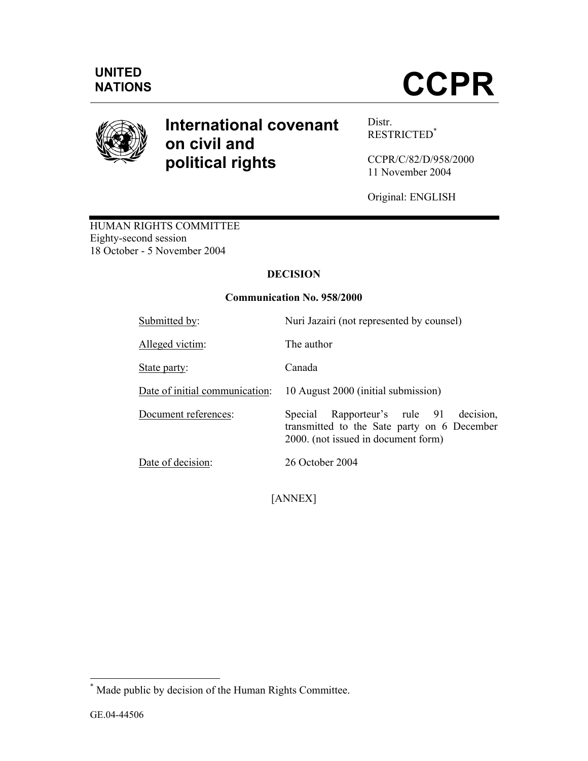UNITED NATIONS

# CCPR

## International covenant on civil and political rights

Distr.
RESTRICTED*

CCPR/C/82/D/958/2000
11 November 2004

Original: ENGLISH

HUMAN RIGHTS COMMITTEE
Eighty-second session
18 October - 5 November 2004

**DECISION**

**Communication No. 958/2000**

| | |
|---|---|
| Submitted by: | Nuri Jazairi (not represented by counsel) |
| Alleged victim: | The author |
| State party: | Canada |
| Date of initial communication: | 10 August 2000 (initial submission) |
| Document references: | Special Rapporteur's rule 91 decision, transmitted to the Sate party on 6 December 2000. (not issued in document form) |
| Date of decision: | 26 October 2004 |

[ANNEX]

* Made public by decision of the Human Rights Committee.

GE.04-44506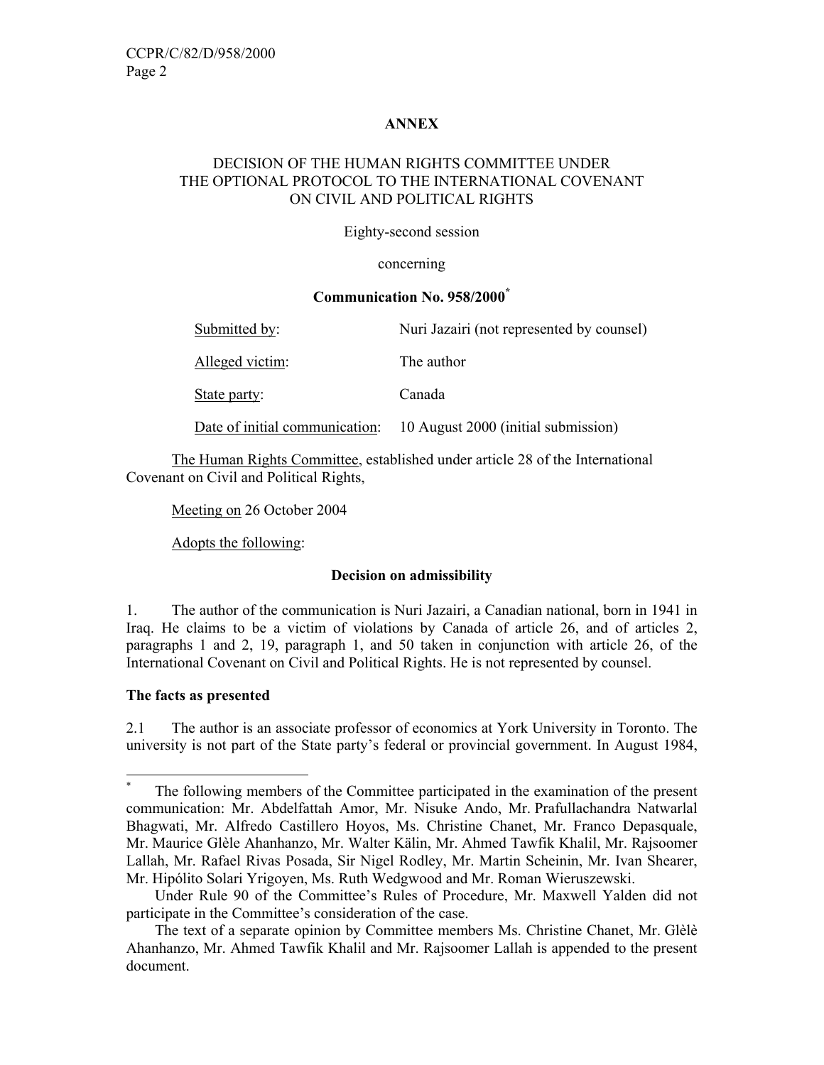**ANNEX**

DECISION OF THE HUMAN RIGHTS COMMITTEE UNDER THE OPTIONAL PROTOCOL TO THE INTERNATIONAL COVENANT ON CIVIL AND POLITICAL RIGHTS

Eighty-second session

concerning

**Communication No. 958/2000***

| | |
|---|---|
| Submitted by: | Nuri Jazairi (not represented by counsel) |
| Alleged victim: | The author |
| State party: | Canada |
| Date of initial communication: | 10 August 2000 (initial submission) |

The Human Rights Committee, established under article 28 of the International Covenant on Civil and Political Rights,

Meeting on 26 October 2004

Adopts the following:

**Decision on admissibility**

1. The author of the communication is Nuri Jazairi, a Canadian national, born in 1941 in Iraq. He claims to be a victim of violations by Canada of article 26, and of articles 2, paragraphs 1 and 2, 19, paragraph 1, and 50 taken in conjunction with article 26, of the International Covenant on Civil and Political Rights. He is not represented by counsel.

**The facts as presented**

2.1 The author is an associate professor of economics at York University in Toronto. The university is not part of the State party's federal or provincial government. In August 1984,

---

* The following members of the Committee participated in the examination of the present communication: Mr. Abdelfattah Amor, Mr. Nisuke Ando, Mr. Prafullachandra Natwarlal Bhagwati, Mr. Alfredo Castillero Hoyos, Ms. Christine Chanet, Mr. Franco Depasquale, Mr. Maurice Glèle Ahanhanzo, Mr. Walter Kälin, Mr. Ahmed Tawfik Khalil, Mr. Rajsoomer Lallah, Mr. Rafael Rivas Posada, Sir Nigel Rodley, Mr. Martin Scheinin, Mr. Ivan Shearer, Mr. Hipólito Solari Yrigoyen, Ms. Ruth Wedgwood and Mr. Roman Wieruszewski.

Under Rule 90 of the Committee's Rules of Procedure, Mr. Maxwell Yalden did not participate in the Committee's consideration of the case.

The text of a separate opinion by Committee members Ms. Christine Chanet, Mr. Glèlè Ahanhanzo, Mr. Ahmed Tawfik Khalil and Mr. Rajsoomer Lallah is appended to the present document.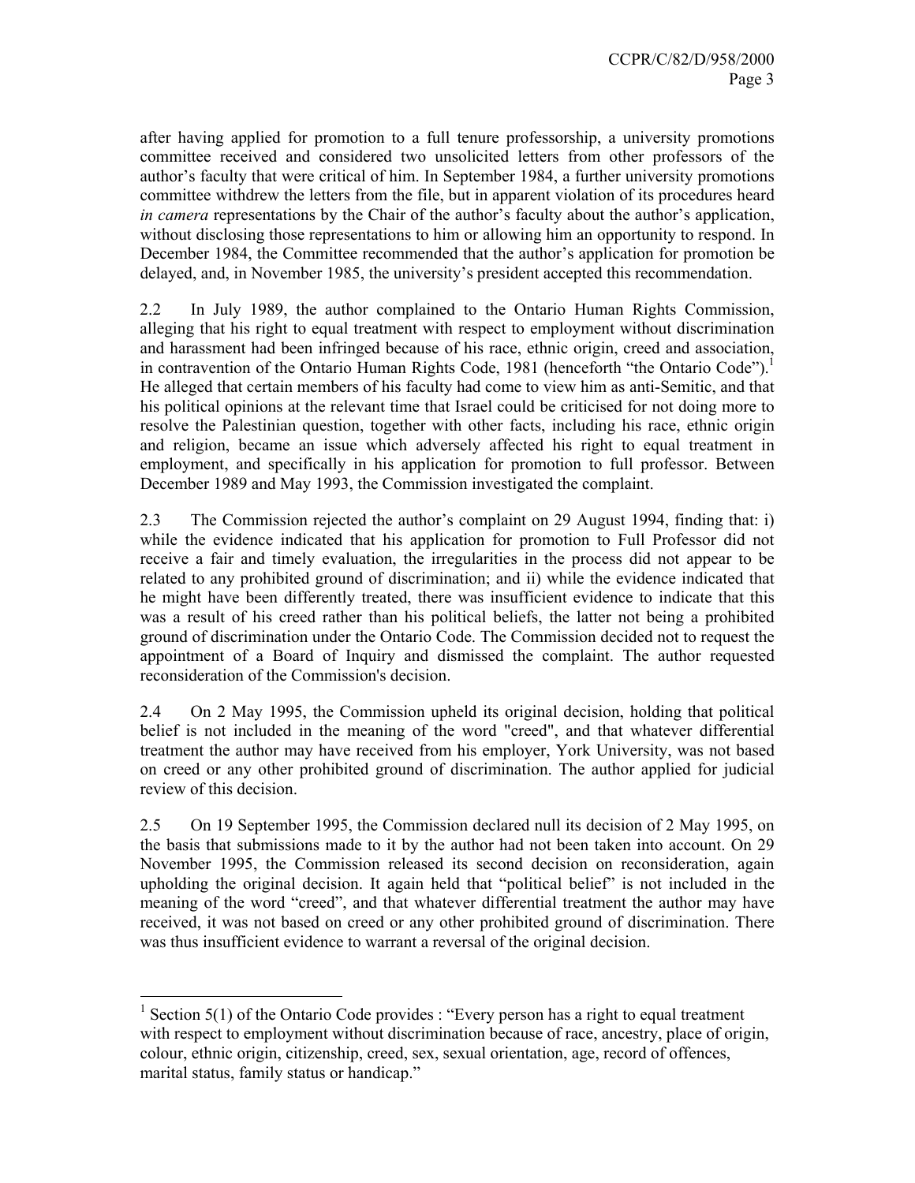after having applied for promotion to a full tenure professorship, a university promotions committee received and considered two unsolicited letters from other professors of the author's faculty that were critical of him. In September 1984, a further university promotions committee withdrew the letters from the file, but in apparent violation of its procedures heard *in camera* representations by the Chair of the author's faculty about the author's application, without disclosing those representations to him or allowing him an opportunity to respond. In December 1984, the Committee recommended that the author's application for promotion be delayed, and, in November 1985, the university's president accepted this recommendation.

2.2 In July 1989, the author complained to the Ontario Human Rights Commission, alleging that his right to equal treatment with respect to employment without discrimination and harassment had been infringed because of his race, ethnic origin, creed and association, in contravention of the Ontario Human Rights Code, 1981 (henceforth "the Ontario Code").[1] He alleged that certain members of his faculty had come to view him as anti-Semitic, and that his political opinions at the relevant time that Israel could be criticised for not doing more to resolve the Palestinian question, together with other facts, including his race, ethnic origin and religion, became an issue which adversely affected his right to equal treatment in employment, and specifically in his application for promotion to full professor. Between December 1989 and May 1993, the Commission investigated the complaint.

2.3 The Commission rejected the author's complaint on 29 August 1994, finding that: i) while the evidence indicated that his application for promotion to Full Professor did not receive a fair and timely evaluation, the irregularities in the process did not appear to be related to any prohibited ground of discrimination; and ii) while the evidence indicated that he might have been differently treated, there was insufficient evidence to indicate that this was a result of his creed rather than his political beliefs, the latter not being a prohibited ground of discrimination under the Ontario Code. The Commission decided not to request the appointment of a Board of Inquiry and dismissed the complaint. The author requested reconsideration of the Commission's decision.

2.4 On 2 May 1995, the Commission upheld its original decision, holding that political belief is not included in the meaning of the word "creed", and that whatever differential treatment the author may have received from his employer, York University, was not based on creed or any other prohibited ground of discrimination. The author applied for judicial review of this decision.

2.5 On 19 September 1995, the Commission declared null its decision of 2 May 1995, on the basis that submissions made to it by the author had not been taken into account. On 29 November 1995, the Commission released its second decision on reconsideration, again upholding the original decision. It again held that "political belief" is not included in the meaning of the word "creed", and that whatever differential treatment the author may have received, it was not based on creed or any other prohibited ground of discrimination. There was thus insufficient evidence to warrant a reversal of the original decision.

---

[1] Section 5(1) of the Ontario Code provides : "Every person has a right to equal treatment with respect to employment without discrimination because of race, ancestry, place of origin, colour, ethnic origin, citizenship, creed, sex, sexual orientation, age, record of offences, marital status, family status or handicap."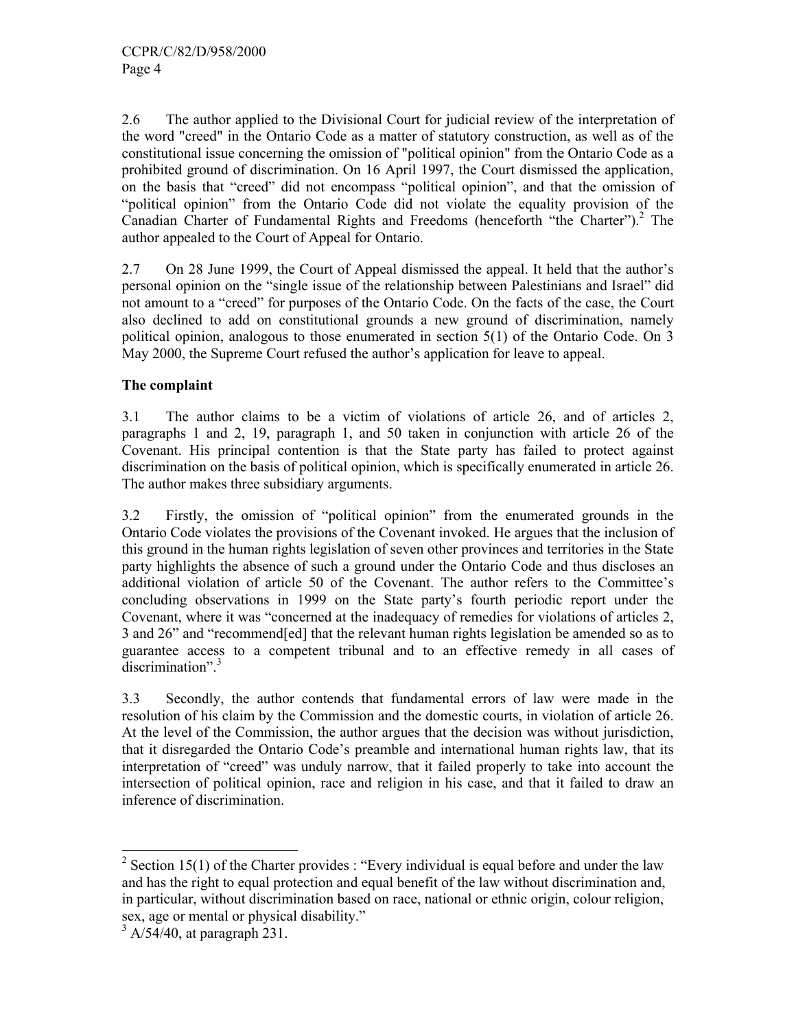2.6 The author applied to the Divisional Court for judicial review of the interpretation of the word "creed" in the Ontario Code as a matter of statutory construction, as well as of the constitutional issue concerning the omission of "political opinion" from the Ontario Code as a prohibited ground of discrimination. On 16 April 1997, the Court dismissed the application, on the basis that "creed" did not encompass "political opinion", and that the omission of "political opinion" from the Ontario Code did not violate the equality provision of the Canadian Charter of Fundamental Rights and Freedoms (henceforth "the Charter").[2] The author appealed to the Court of Appeal for Ontario.

2.7 On 28 June 1999, the Court of Appeal dismissed the appeal. It held that the author's personal opinion on the "single issue of the relationship between Palestinians and Israel" did not amount to a "creed" for purposes of the Ontario Code. On the facts of the case, the Court also declined to add on constitutional grounds a new ground of discrimination, namely political opinion, analogous to those enumerated in section 5(1) of the Ontario Code. On 3 May 2000, the Supreme Court refused the author's application for leave to appeal.

**The complaint**

3.1 The author claims to be a victim of violations of article 26, and of articles 2, paragraphs 1 and 2, 19, paragraph 1, and 50 taken in conjunction with article 26 of the Covenant. His principal contention is that the State party has failed to protect against discrimination on the basis of political opinion, which is specifically enumerated in article 26. The author makes three subsidiary arguments.

3.2 Firstly, the omission of "political opinion" from the enumerated grounds in the Ontario Code violates the provisions of the Covenant invoked. He argues that the inclusion of this ground in the human rights legislation of seven other provinces and territories in the State party highlights the absence of such a ground under the Ontario Code and thus discloses an additional violation of article 50 of the Covenant. The author refers to the Committee's concluding observations in 1999 on the State party's fourth periodic report under the Covenant, where it was "concerned at the inadequacy of remedies for violations of articles 2, 3 and 26" and "recommend[ed] that the relevant human rights legislation be amended so as to guarantee access to a competent tribunal and to an effective remedy in all cases of discrimination".[3]

3.3 Secondly, the author contends that fundamental errors of law were made in the resolution of his claim by the Commission and the domestic courts, in violation of article 26. At the level of the Commission, the author argues that the decision was without jurisdiction, that it disregarded the Ontario Code's preamble and international human rights law, that its interpretation of "creed" was unduly narrow, that it failed properly to take into account the intersection of political opinion, race and religion in his case, and that it failed to draw an inference of discrimination.

---

[2] Section 15(1) of the Charter provides : "Every individual is equal before and under the law and has the right to equal protection and equal benefit of the law without discrimination and, in particular, without discrimination based on race, national or ethnic origin, colour religion, sex, age or mental or physical disability."

[3] A/54/40, at paragraph 231.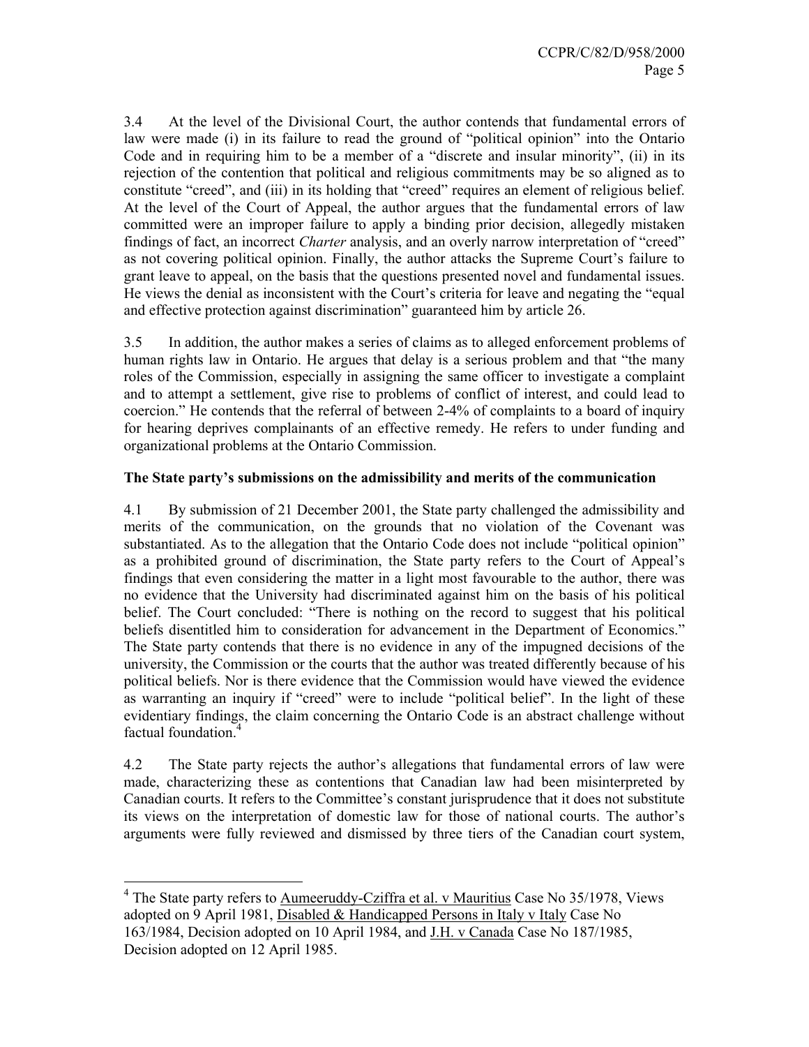3.4 At the level of the Divisional Court, the author contends that fundamental errors of law were made (i) in its failure to read the ground of "political opinion" into the Ontario Code and in requiring him to be a member of a "discrete and insular minority", (ii) in its rejection of the contention that political and religious commitments may be so aligned as to constitute "creed", and (iii) in its holding that "creed" requires an element of religious belief. At the level of the Court of Appeal, the author argues that the fundamental errors of law committed were an improper failure to apply a binding prior decision, allegedly mistaken findings of fact, an incorrect *Charter* analysis, and an overly narrow interpretation of "creed" as not covering political opinion. Finally, the author attacks the Supreme Court's failure to grant leave to appeal, on the basis that the questions presented novel and fundamental issues. He views the denial as inconsistent with the Court's criteria for leave and negating the "equal and effective protection against discrimination" guaranteed him by article 26.

3.5 In addition, the author makes a series of claims as to alleged enforcement problems of human rights law in Ontario. He argues that delay is a serious problem and that "the many roles of the Commission, especially in assigning the same officer to investigate a complaint and to attempt a settlement, give rise to problems of conflict of interest, and could lead to coercion." He contends that the referral of between 2-4% of complaints to a board of inquiry for hearing deprives complainants of an effective remedy. He refers to under funding and organizational problems at the Ontario Commission.

**The State party's submissions on the admissibility and merits of the communication**

4.1 By submission of 21 December 2001, the State party challenged the admissibility and merits of the communication, on the grounds that no violation of the Covenant was substantiated. As to the allegation that the Ontario Code does not include "political opinion" as a prohibited ground of discrimination, the State party refers to the Court of Appeal's findings that even considering the matter in a light most favourable to the author, there was no evidence that the University had discriminated against him on the basis of his political belief. The Court concluded: "There is nothing on the record to suggest that his political beliefs disentitled him to consideration for advancement in the Department of Economics." The State party contends that there is no evidence in any of the impugned decisions of the university, the Commission or the courts that the author was treated differently because of his political beliefs. Nor is there evidence that the Commission would have viewed the evidence as warranting an inquiry if "creed" were to include "political belief". In the light of these evidentiary findings, the claim concerning the Ontario Code is an abstract challenge without factual foundation.[4]

4.2 The State party rejects the author's allegations that fundamental errors of law were made, characterizing these as contentions that Canadian law had been misinterpreted by Canadian courts. It refers to the Committee's constant jurisprudence that it does not substitute its views on the interpretation of domestic law for those of national courts. The author's arguments were fully reviewed and dismissed by three tiers of the Canadian court system,

---

[4] The State party refers to Aumeeruddy-Cziffra et al. v Mauritius Case No 35/1978, Views adopted on 9 April 1981, Disabled & Handicapped Persons in Italy v Italy Case No 163/1984, Decision adopted on 10 April 1984, and J.H. v Canada Case No 187/1985, Decision adopted on 12 April 1985.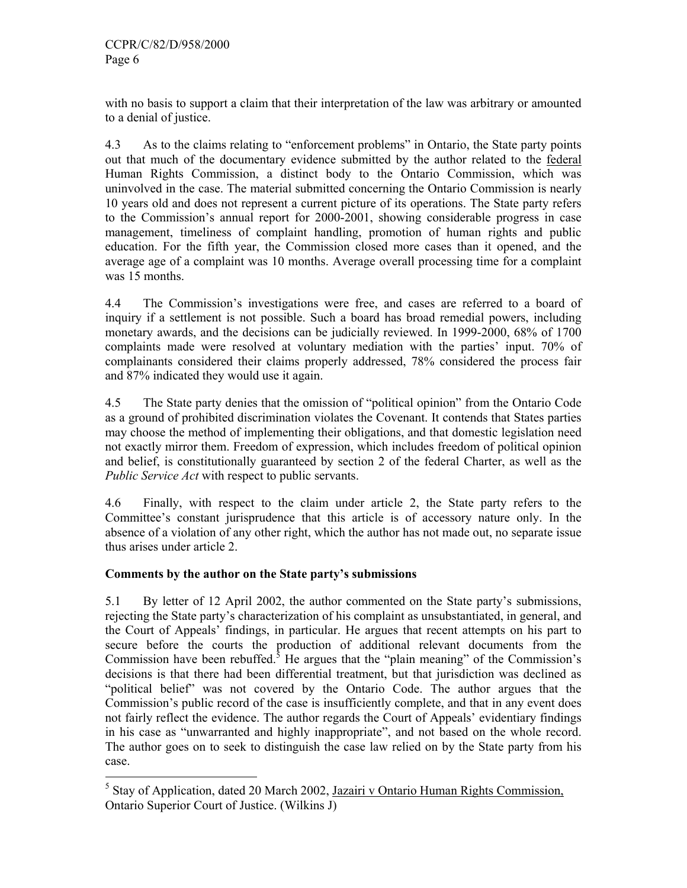with no basis to support a claim that their interpretation of the law was arbitrary or amounted to a denial of justice.

4.3 As to the claims relating to "enforcement problems" in Ontario, the State party points out that much of the documentary evidence submitted by the author related to the federal Human Rights Commission, a distinct body to the Ontario Commission, which was uninvolved in the case. The material submitted concerning the Ontario Commission is nearly 10 years old and does not represent a current picture of its operations. The State party refers to the Commission's annual report for 2000-2001, showing considerable progress in case management, timeliness of complaint handling, promotion of human rights and public education. For the fifth year, the Commission closed more cases than it opened, and the average age of a complaint was 10 months. Average overall processing time for a complaint was 15 months.

4.4 The Commission's investigations were free, and cases are referred to a board of inquiry if a settlement is not possible. Such a board has broad remedial powers, including monetary awards, and the decisions can be judicially reviewed. In 1999-2000, 68% of 1700 complaints made were resolved at voluntary mediation with the parties' input. 70% of complainants considered their claims properly addressed, 78% considered the process fair and 87% indicated they would use it again.

4.5 The State party denies that the omission of "political opinion" from the Ontario Code as a ground of prohibited discrimination violates the Covenant. It contends that States parties may choose the method of implementing their obligations, and that domestic legislation need not exactly mirror them. Freedom of expression, which includes freedom of political opinion and belief, is constitutionally guaranteed by section 2 of the federal Charter, as well as the *Public Service Act* with respect to public servants.

4.6 Finally, with respect to the claim under article 2, the State party refers to the Committee's constant jurisprudence that this article is of accessory nature only. In the absence of a violation of any other right, which the author has not made out, no separate issue thus arises under article 2.

**Comments by the author on the State party's submissions**

5.1 By letter of 12 April 2002, the author commented on the State party's submissions, rejecting the State party's characterization of his complaint as unsubstantiated, in general, and the Court of Appeals' findings, in particular. He argues that recent attempts on his part to secure before the courts the production of additional relevant documents from the Commission have been rebuffed.[5] He argues that the "plain meaning" of the Commission's decisions is that there had been differential treatment, but that jurisdiction was declined as "political belief" was not covered by the Ontario Code. The author argues that the Commission's public record of the case is insufficiently complete, and that in any event does not fairly reflect the evidence. The author regards the Court of Appeals' evidentiary findings in his case as "unwarranted and highly inappropriate", and not based on the whole record. The author goes on to seek to distinguish the case law relied on by the State party from his case.

[5] Stay of Application, dated 20 March 2002, Jazairi v Ontario Human Rights Commission, Ontario Superior Court of Justice. (Wilkins J)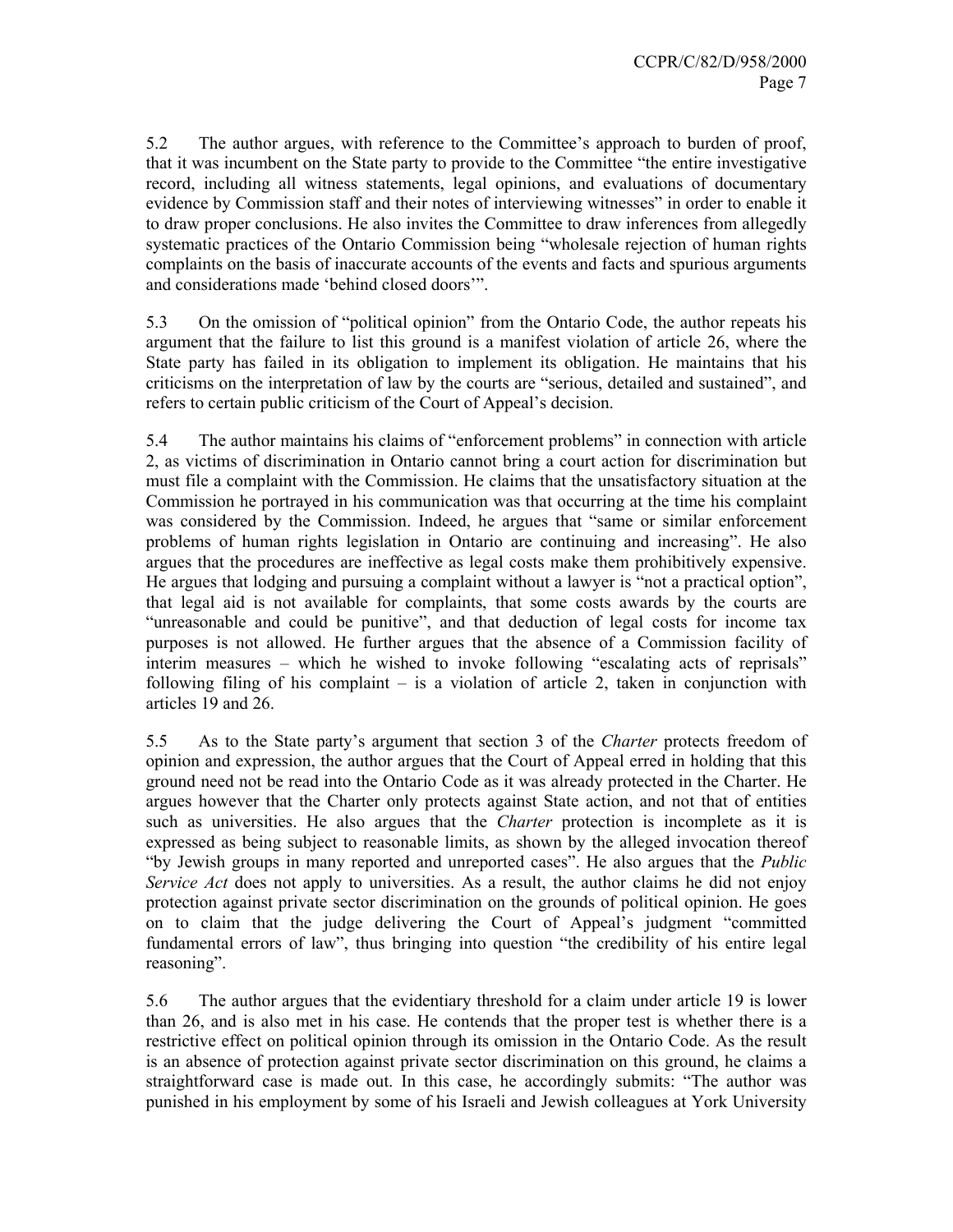5.2 The author argues, with reference to the Committee's approach to burden of proof, that it was incumbent on the State party to provide to the Committee "the entire investigative record, including all witness statements, legal opinions, and evaluations of documentary evidence by Commission staff and their notes of interviewing witnesses" in order to enable it to draw proper conclusions. He also invites the Committee to draw inferences from allegedly systematic practices of the Ontario Commission being "wholesale rejection of human rights complaints on the basis of inaccurate accounts of the events and facts and spurious arguments and considerations made 'behind closed doors'".

5.3 On the omission of "political opinion" from the Ontario Code, the author repeats his argument that the failure to list this ground is a manifest violation of article 26, where the State party has failed in its obligation to implement its obligation. He maintains that his criticisms on the interpretation of law by the courts are "serious, detailed and sustained", and refers to certain public criticism of the Court of Appeal's decision.

5.4 The author maintains his claims of "enforcement problems" in connection with article 2, as victims of discrimination in Ontario cannot bring a court action for discrimination but must file a complaint with the Commission. He claims that the unsatisfactory situation at the Commission he portrayed in his communication was that occurring at the time his complaint was considered by the Commission. Indeed, he argues that "same or similar enforcement problems of human rights legislation in Ontario are continuing and increasing". He also argues that the procedures are ineffective as legal costs make them prohibitively expensive. He argues that lodging and pursuing a complaint without a lawyer is "not a practical option", that legal aid is not available for complaints, that some costs awards by the courts are "unreasonable and could be punitive", and that deduction of legal costs for income tax purposes is not allowed. He further argues that the absence of a Commission facility of interim measures – which he wished to invoke following "escalating acts of reprisals" following filing of his complaint – is a violation of article 2, taken in conjunction with articles 19 and 26.

5.5 As to the State party's argument that section 3 of the *Charter* protects freedom of opinion and expression, the author argues that the Court of Appeal erred in holding that this ground need not be read into the Ontario Code as it was already protected in the Charter. He argues however that the Charter only protects against State action, and not that of entities such as universities. He also argues that the *Charter* protection is incomplete as it is expressed as being subject to reasonable limits, as shown by the alleged invocation thereof "by Jewish groups in many reported and unreported cases". He also argues that the *Public Service Act* does not apply to universities. As a result, the author claims he did not enjoy protection against private sector discrimination on the grounds of political opinion. He goes on to claim that the judge delivering the Court of Appeal's judgment "committed fundamental errors of law", thus bringing into question "the credibility of his entire legal reasoning".

5.6 The author argues that the evidentiary threshold for a claim under article 19 is lower than 26, and is also met in his case. He contends that the proper test is whether there is a restrictive effect on political opinion through its omission in the Ontario Code. As the result is an absence of protection against private sector discrimination on this ground, he claims a straightforward case is made out. In this case, he accordingly submits: "The author was punished in his employment by some of his Israeli and Jewish colleagues at York University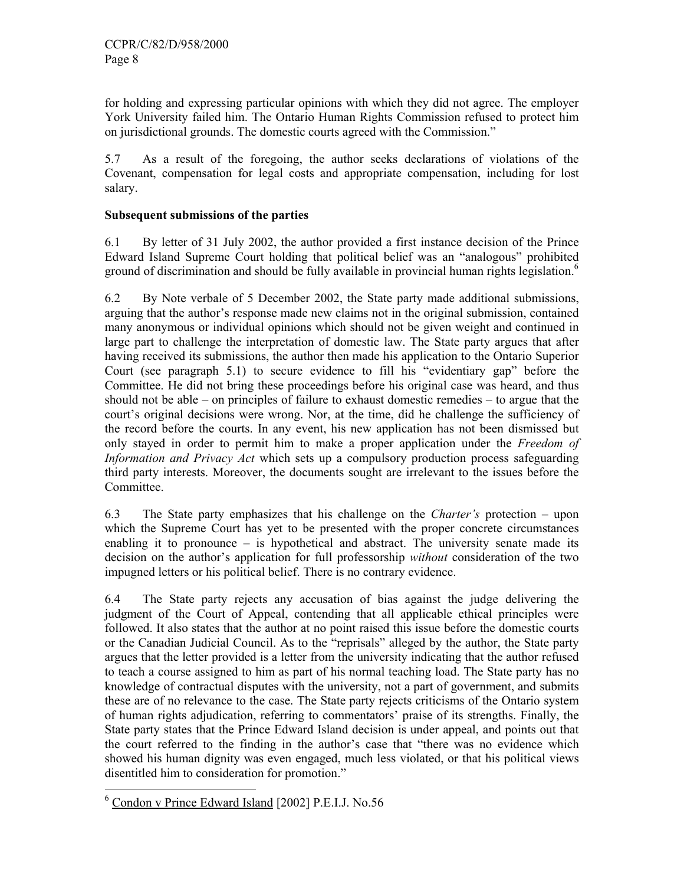for holding and expressing particular opinions with which they did not agree. The employer York University failed him. The Ontario Human Rights Commission refused to protect him on jurisdictional grounds. The domestic courts agreed with the Commission."

5.7 As a result of the foregoing, the author seeks declarations of violations of the Covenant, compensation for legal costs and appropriate compensation, including for lost salary.

**Subsequent submissions of the parties**

6.1 By letter of 31 July 2002, the author provided a first instance decision of the Prince Edward Island Supreme Court holding that political belief was an "analogous" prohibited ground of discrimination and should be fully available in provincial human rights legislation.[6]

6.2 By Note verbale of 5 December 2002, the State party made additional submissions, arguing that the author's response made new claims not in the original submission, contained many anonymous or individual opinions which should not be given weight and continued in large part to challenge the interpretation of domestic law. The State party argues that after having received its submissions, the author then made his application to the Ontario Superior Court (see paragraph 5.1) to secure evidence to fill his "evidentiary gap" before the Committee. He did not bring these proceedings before his original case was heard, and thus should not be able – on principles of failure to exhaust domestic remedies – to argue that the court's original decisions were wrong. Nor, at the time, did he challenge the sufficiency of the record before the courts. In any event, his new application has not been dismissed but only stayed in order to permit him to make a proper application under the *Freedom of Information and Privacy Act* which sets up a compulsory production process safeguarding third party interests. Moreover, the documents sought are irrelevant to the issues before the Committee.

6.3 The State party emphasizes that his challenge on the *Charter's* protection – upon which the Supreme Court has yet to be presented with the proper concrete circumstances enabling it to pronounce – is hypothetical and abstract. The university senate made its decision on the author's application for full professorship *without* consideration of the two impugned letters or his political belief. There is no contrary evidence.

6.4 The State party rejects any accusation of bias against the judge delivering the judgment of the Court of Appeal, contending that all applicable ethical principles were followed. It also states that the author at no point raised this issue before the domestic courts or the Canadian Judicial Council. As to the "reprisals" alleged by the author, the State party argues that the letter provided is a letter from the university indicating that the author refused to teach a course assigned to him as part of his normal teaching load. The State party has no knowledge of contractual disputes with the university, not a part of government, and submits these are of no relevance to the case. The State party rejects criticisms of the Ontario system of human rights adjudication, referring to commentators' praise of its strengths. Finally, the State party states that the Prince Edward Island decision is under appeal, and points out that the court referred to the finding in the author's case that "there was no evidence which showed his human dignity was even engaged, much less violated, or that his political views disentitled him to consideration for promotion."

---

[6] Condon v Prince Edward Island [2002] P.E.I.J. No.56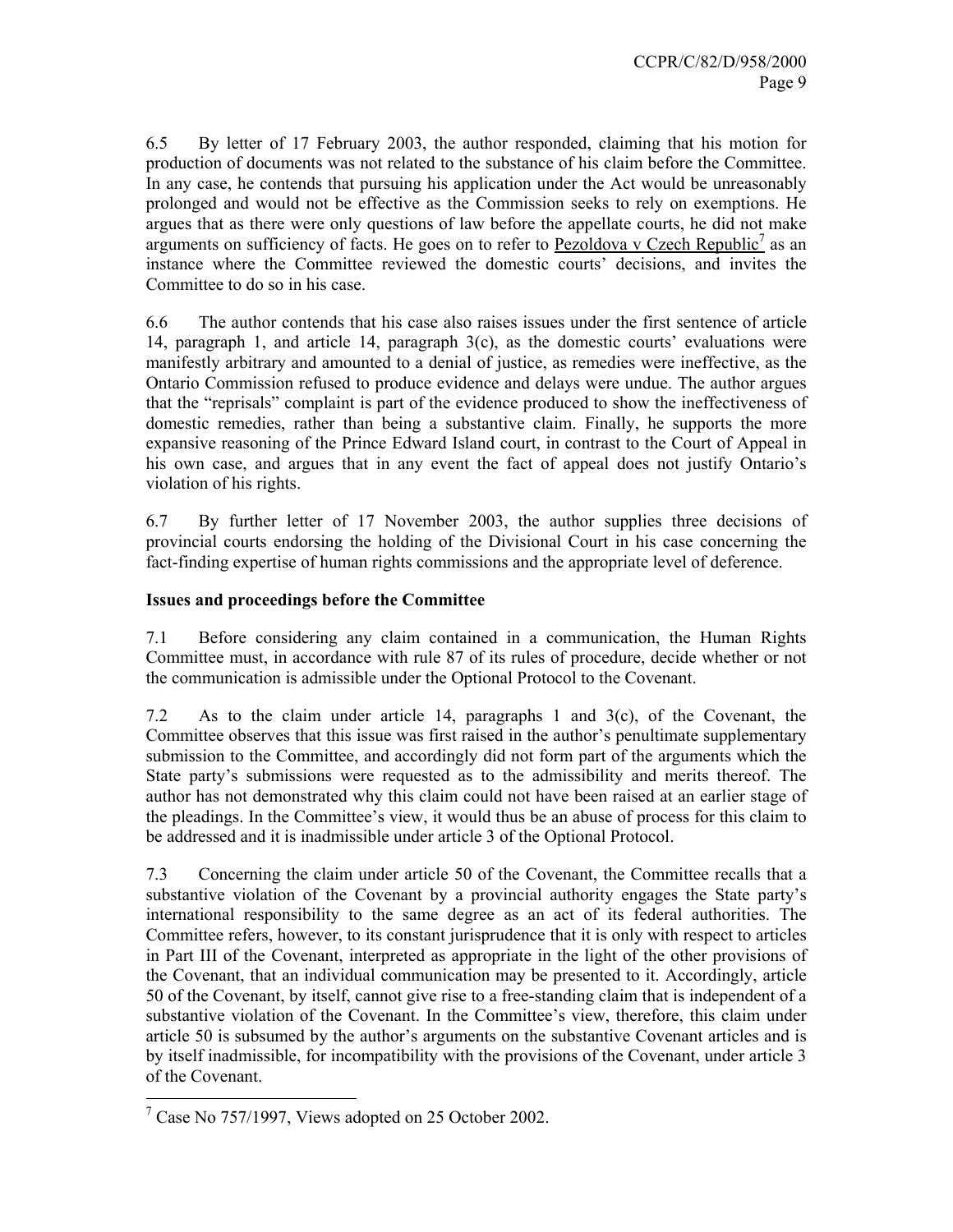6.5 By letter of 17 February 2003, the author responded, claiming that his motion for production of documents was not related to the substance of his claim before the Committee. In any case, he contends that pursuing his application under the Act would be unreasonably prolonged and would not be effective as the Commission seeks to rely on exemptions. He argues that as there were only questions of law before the appellate courts, he did not make arguments on sufficiency of facts. He goes on to refer to Pezoldova v Czech Republic[7] as an instance where the Committee reviewed the domestic courts' decisions, and invites the Committee to do so in his case.

6.6 The author contends that his case also raises issues under the first sentence of article 14, paragraph 1, and article 14, paragraph 3(c), as the domestic courts' evaluations were manifestly arbitrary and amounted to a denial of justice, as remedies were ineffective, as the Ontario Commission refused to produce evidence and delays were undue. The author argues that the "reprisals" complaint is part of the evidence produced to show the ineffectiveness of domestic remedies, rather than being a substantive claim. Finally, he supports the more expansive reasoning of the Prince Edward Island court, in contrast to the Court of Appeal in his own case, and argues that in any event the fact of appeal does not justify Ontario's violation of his rights.

6.7 By further letter of 17 November 2003, the author supplies three decisions of provincial courts endorsing the holding of the Divisional Court in his case concerning the fact-finding expertise of human rights commissions and the appropriate level of deference.

**Issues and proceedings before the Committee**

7.1 Before considering any claim contained in a communication, the Human Rights Committee must, in accordance with rule 87 of its rules of procedure, decide whether or not the communication is admissible under the Optional Protocol to the Covenant.

7.2 As to the claim under article 14, paragraphs 1 and 3(c), of the Covenant, the Committee observes that this issue was first raised in the author's penultimate supplementary submission to the Committee, and accordingly did not form part of the arguments which the State party's submissions were requested as to the admissibility and merits thereof. The author has not demonstrated why this claim could not have been raised at an earlier stage of the pleadings. In the Committee's view, it would thus be an abuse of process for this claim to be addressed and it is inadmissible under article 3 of the Optional Protocol.

7.3 Concerning the claim under article 50 of the Covenant, the Committee recalls that a substantive violation of the Covenant by a provincial authority engages the State party's international responsibility to the same degree as an act of its federal authorities. The Committee refers, however, to its constant jurisprudence that it is only with respect to articles in Part III of the Covenant, interpreted as appropriate in the light of the other provisions of the Covenant, that an individual communication may be presented to it. Accordingly, article 50 of the Covenant, by itself, cannot give rise to a free-standing claim that is independent of a substantive violation of the Covenant. In the Committee's view, therefore, this claim under article 50 is subsumed by the author's arguments on the substantive Covenant articles and is by itself inadmissible, for incompatibility with the provisions of the Covenant, under article 3 of the Covenant.

[7] Case No 757/1997, Views adopted on 25 October 2002.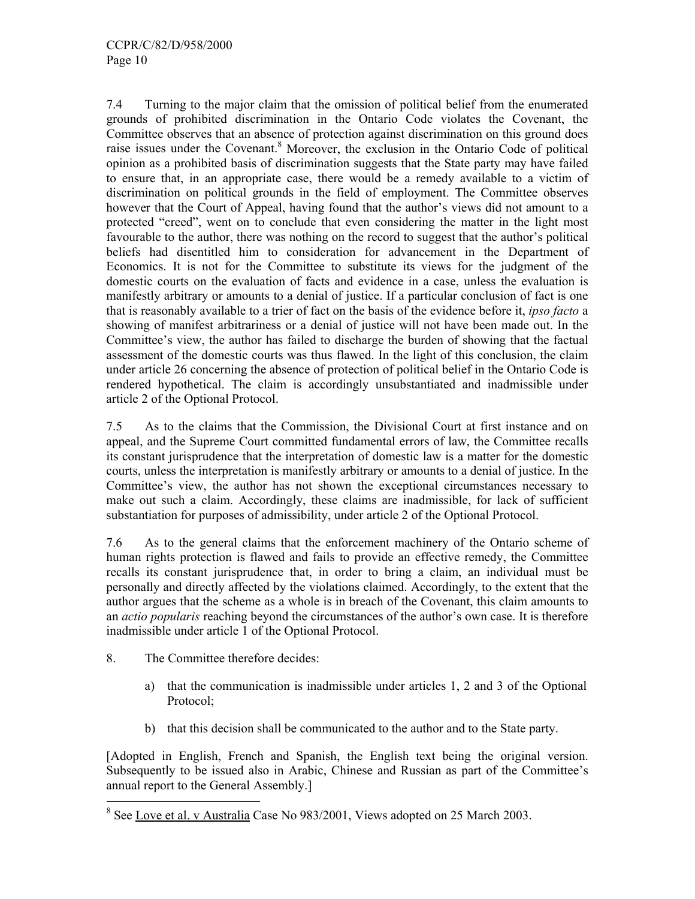7.4 Turning to the major claim that the omission of political belief from the enumerated grounds of prohibited discrimination in the Ontario Code violates the Covenant, the Committee observes that an absence of protection against discrimination on this ground does raise issues under the Covenant.[8] Moreover, the exclusion in the Ontario Code of political opinion as a prohibited basis of discrimination suggests that the State party may have failed to ensure that, in an appropriate case, there would be a remedy available to a victim of discrimination on political grounds in the field of employment. The Committee observes however that the Court of Appeal, having found that the author's views did not amount to a protected "creed", went on to conclude that even considering the matter in the light most favourable to the author, there was nothing on the record to suggest that the author's political beliefs had disentitled him to consideration for advancement in the Department of Economics. It is not for the Committee to substitute its views for the judgment of the domestic courts on the evaluation of facts and evidence in a case, unless the evaluation is manifestly arbitrary or amounts to a denial of justice. If a particular conclusion of fact is one that is reasonably available to a trier of fact on the basis of the evidence before it, *ipso facto* a showing of manifest arbitrariness or a denial of justice will not have been made out. In the Committee's view, the author has failed to discharge the burden of showing that the factual assessment of the domestic courts was thus flawed. In the light of this conclusion, the claim under article 26 concerning the absence of protection of political belief in the Ontario Code is rendered hypothetical. The claim is accordingly unsubstantiated and inadmissible under article 2 of the Optional Protocol.

7.5 As to the claims that the Commission, the Divisional Court at first instance and on appeal, and the Supreme Court committed fundamental errors of law, the Committee recalls its constant jurisprudence that the interpretation of domestic law is a matter for the domestic courts, unless the interpretation is manifestly arbitrary or amounts to a denial of justice. In the Committee's view, the author has not shown the exceptional circumstances necessary to make out such a claim. Accordingly, these claims are inadmissible, for lack of sufficient substantiation for purposes of admissibility, under article 2 of the Optional Protocol.

7.6 As to the general claims that the enforcement machinery of the Ontario scheme of human rights protection is flawed and fails to provide an effective remedy, the Committee recalls its constant jurisprudence that, in order to bring a claim, an individual must be personally and directly affected by the violations claimed. Accordingly, to the extent that the author argues that the scheme as a whole is in breach of the Covenant, this claim amounts to an *actio popularis* reaching beyond the circumstances of the author's own case. It is therefore inadmissible under article 1 of the Optional Protocol.

8. The Committee therefore decides:

a) that the communication is inadmissible under articles 1, 2 and 3 of the Optional Protocol;

b) that this decision shall be communicated to the author and to the State party.

[Adopted in English, French and Spanish, the English text being the original version. Subsequently to be issued also in Arabic, Chinese and Russian as part of the Committee's annual report to the General Assembly.]

---

[8] See Love et al. v Australia Case No 983/2001, Views adopted on 25 March 2003.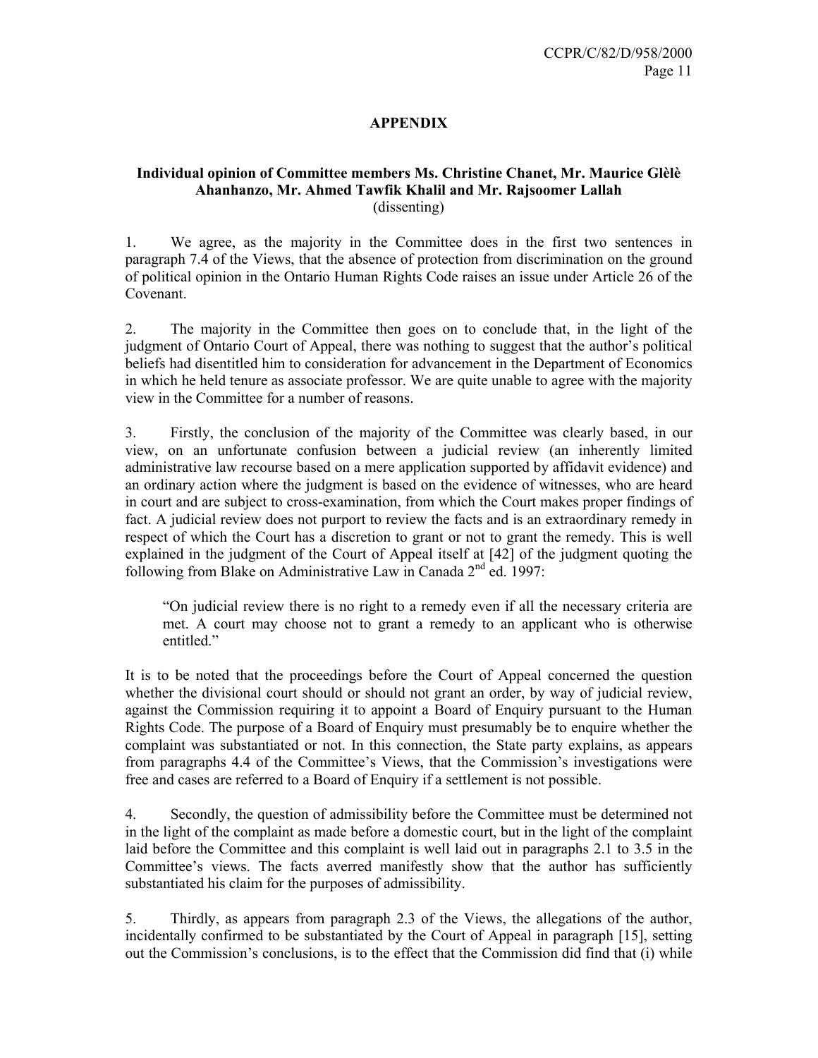## APPENDIX

**Individual opinion of Committee members Ms. Christine Chanet, Mr. Maurice Glèlè Ahanhanzo, Mr. Ahmed Tawfik Khalil and Mr. Rajsoomer Lallah**
(dissenting)

1. We agree, as the majority in the Committee does in the first two sentences in paragraph 7.4 of the Views, that the absence of protection from discrimination on the ground of political opinion in the Ontario Human Rights Code raises an issue under Article 26 of the Covenant.

2. The majority in the Committee then goes on to conclude that, in the light of the judgment of Ontario Court of Appeal, there was nothing to suggest that the author's political beliefs had disentitled him to consideration for advancement in the Department of Economics in which he held tenure as associate professor. We are quite unable to agree with the majority view in the Committee for a number of reasons.

3. Firstly, the conclusion of the majority of the Committee was clearly based, in our view, on an unfortunate confusion between a judicial review (an inherently limited administrative law recourse based on a mere application supported by affidavit evidence) and an ordinary action where the judgment is based on the evidence of witnesses, who are heard in court and are subject to cross-examination, from which the Court makes proper findings of fact. A judicial review does not purport to review the facts and is an extraordinary remedy in respect of which the Court has a discretion to grant or not to grant the remedy. This is well explained in the judgment of the Court of Appeal itself at [42] of the judgment quoting the following from Blake on Administrative Law in Canada 2nd ed. 1997:

> "On judicial review there is no right to a remedy even if all the necessary criteria are met. A court may choose not to grant a remedy to an applicant who is otherwise entitled."

It is to be noted that the proceedings before the Court of Appeal concerned the question whether the divisional court should or should not grant an order, by way of judicial review, against the Commission requiring it to appoint a Board of Enquiry pursuant to the Human Rights Code. The purpose of a Board of Enquiry must presumably be to enquire whether the complaint was substantiated or not. In this connection, the State party explains, as appears from paragraphs 4.4 of the Committee's Views, that the Commission's investigations were free and cases are referred to a Board of Enquiry if a settlement is not possible.

4. Secondly, the question of admissibility before the Committee must be determined not in the light of the complaint as made before a domestic court, but in the light of the complaint laid before the Committee and this complaint is well laid out in paragraphs 2.1 to 3.5 in the Committee's views. The facts averred manifestly show that the author has sufficiently substantiated his claim for the purposes of admissibility.

5. Thirdly, as appears from paragraph 2.3 of the Views, the allegations of the author, incidentally confirmed to be substantiated by the Court of Appeal in paragraph [15], setting out the Commission's conclusions, is to the effect that the Commission did find that (i) while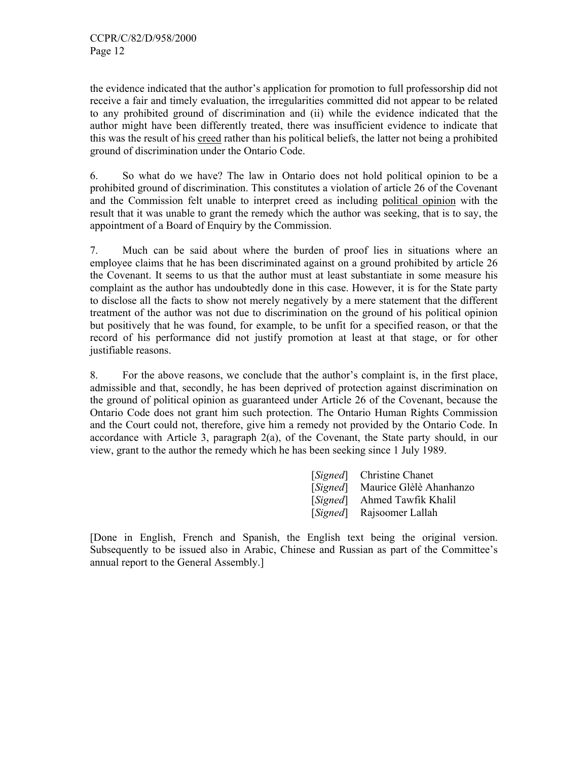the evidence indicated that the author's application for promotion to full professorship did not receive a fair and timely evaluation, the irregularities committed did not appear to be related to any prohibited ground of discrimination and (ii) while the evidence indicated that the author might have been differently treated, there was insufficient evidence to indicate that this was the result of his <u>creed</u> rather than his political beliefs, the latter not being a prohibited ground of discrimination under the Ontario Code.

6. So what do we have? The law in Ontario does not hold political opinion to be a prohibited ground of discrimination. This constitutes a violation of article 26 of the Covenant and the Commission felt unable to interpret creed as including <u>political opinion</u> with the result that it was unable to grant the remedy which the author was seeking, that is to say, the appointment of a Board of Enquiry by the Commission.

7. Much can be said about where the burden of proof lies in situations where an employee claims that he has been discriminated against on a ground prohibited by article 26 the Covenant. It seems to us that the author must at least substantiate in some measure his complaint as the author has undoubtedly done in this case. However, it is for the State party to disclose all the facts to show not merely negatively by a mere statement that the different treatment of the author was not due to discrimination on the ground of his political opinion but positively that he was found, for example, to be unfit for a specified reason, or that the record of his performance did not justify promotion at least at that stage, or for other justifiable reasons.

8. For the above reasons, we conclude that the author's complaint is, in the first place, admissible and that, secondly, he has been deprived of protection against discrimination on the ground of political opinion as guaranteed under Article 26 of the Covenant, because the Ontario Code does not grant him such protection. The Ontario Human Rights Commission and the Court could not, therefore, give him a remedy not provided by the Ontario Code. In accordance with Article 3, paragraph 2(a), of the Covenant, the State party should, in our view, grant to the author the remedy which he has been seeking since 1 July 1989.

[*Signed*] Christine Chanet
[*Signed*] Maurice Glèlè Ahanhanzo
[*Signed*] Ahmed Tawfik Khalil
[*Signed*] Rajsoomer Lallah

[Done in English, French and Spanish, the English text being the original version. Subsequently to be issued also in Arabic, Chinese and Russian as part of the Committee's annual report to the General Assembly.]